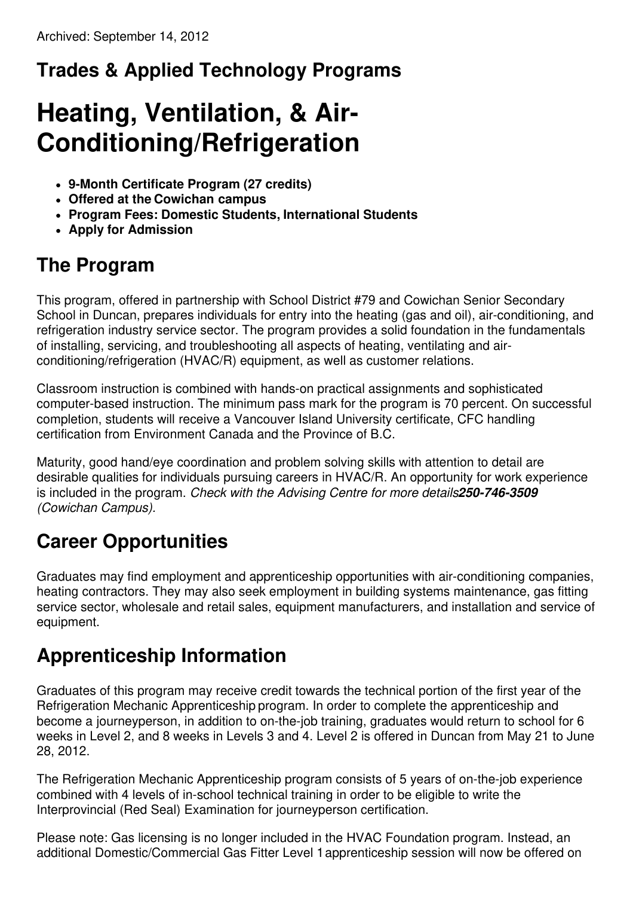Archived: September 14, 2012

## Trades & Applied Technology Programs

# Heating, Ventilation, & Air-Conditioning/Refrigeration

- **9-Month Certificate Program (27 credits)**
- **Offered at the Cowichan campus**
- **Program Fees: Domestic Students, International Students**
- **Apply for Admission**

## The Program

This program, offered in partnership with School District #79 and Cowichan Senior Secondary School in Duncan, prepares individuals for entry into the heating (gas and oil), air-conditioning, and refrigeration industry service sector. The program provides a solid foundation in the fundamentals of installing, servicing, and troubleshooting all aspects of heating, ventilating and air-conditioning/refrigeration (HVAC/R) equipment, as well as customer relations.

Classroom instruction is combined with hands-on practical assignments and sophisticated computer-based instruction. The minimum pass mark for the program is 70 percent. On successful completion, students will receive a Vancouver Island University certificate, CFC handling certification from Environment Canada and the Province of B.C.

Maturity, good hand/eye coordination and problem solving skills with attention to detail are desirable qualities for individuals pursuing careers in HVAC/R. An opportunity for work experience is included in the program. *Check with the Advising Centre for more details* ***250-746-3509*** *(Cowichan Campus).*

## Career Opportunities

Graduates may find employment and apprenticeship opportunities with air-conditioning companies, heating contractors. They may also seek employment in building systems maintenance, gas fitting service sector, wholesale and retail sales, equipment manufacturers, and installation and service of equipment.

## Apprenticeship Information

Graduates of this program may receive credit towards the technical portion of the first year of the Refrigeration Mechanic Apprenticeship program. In order to complete the apprenticeship and become a journeyperson, in addition to on-the-job training, graduates would return to school for 6 weeks in Level 2, and 8 weeks in Levels 3 and 4. Level 2 is offered in Duncan from May 21 to June 28, 2012.

The Refrigeration Mechanic Apprenticeship program consists of 5 years of on-the-job experience combined with 4 levels of in-school technical training in order to be eligible to write the Interprovincial (Red Seal) Examination for journeyperson certification.

Please note: Gas licensing is no longer included in the HVAC Foundation program. Instead, an additional Domestic/Commercial Gas Fitter Level 1 apprenticeship session will now be offered on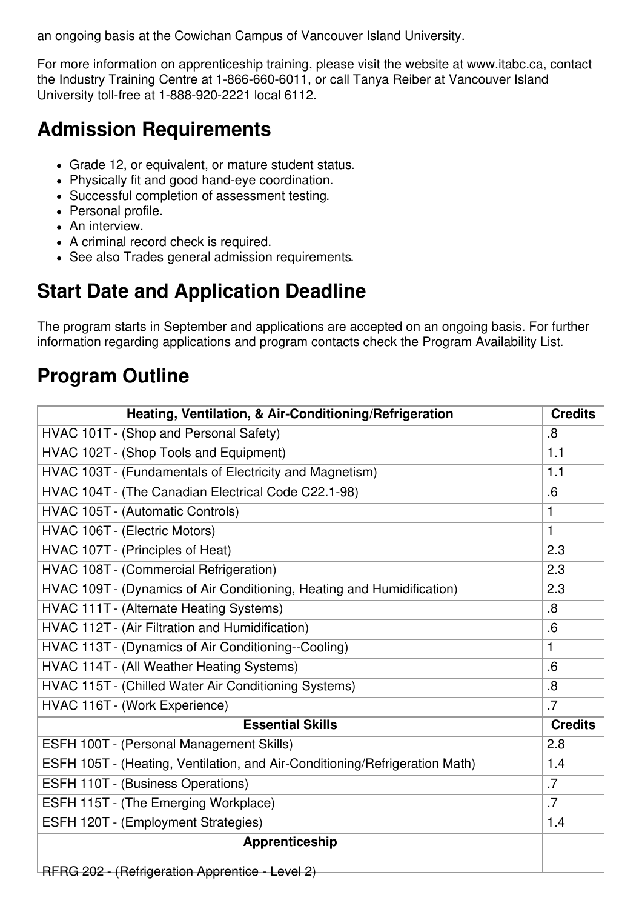an ongoing basis at the Cowichan Campus of Vancouver Island University.

For more information on apprenticeship training, please visit the website at www.itabc.ca, contact the Industry Training Centre at 1-866-660-6011, or call Tanya Reiber at Vancouver Island University toll-free at 1-888-920-2221 local 6112.

## Admission Requirements

- Grade 12, or equivalent, or mature student status.
- Physically fit and good hand-eye coordination.
- Successful completion of assessment testing.
- Personal profile.
- An interview.
- A criminal record check is required.
- See also Trades general admission requirements.

## Start Date and Application Deadline

The program starts in September and applications are accepted on an ongoing basis. For further information regarding applications and program contacts check the Program Availability List.

## Program Outline

| Heating, Ventilation, & Air-Conditioning/Refrigeration | Credits |
|---|---|
| HVAC 101T - (Shop and Personal Safety) | .8 |
| HVAC 102T - (Shop Tools and Equipment) | 1.1 |
| HVAC 103T - (Fundamentals of Electricity and Magnetism) | 1.1 |
| HVAC 104T - (The Canadian Electrical Code C22.1-98) | .6 |
| HVAC 105T - (Automatic Controls) | 1 |
| HVAC 106T - (Electric Motors) | 1 |
| HVAC 107T - (Principles of Heat) | 2.3 |
| HVAC 108T - (Commercial Refrigeration) | 2.3 |
| HVAC 109T - (Dynamics of Air Conditioning, Heating and Humidification) | 2.3 |
| HVAC 111T - (Alternate Heating Systems) | .8 |
| HVAC 112T - (Air Filtration and Humidification) | .6 |
| HVAC 113T - (Dynamics of Air Conditioning--Cooling) | 1 |
| HVAC 114T - (All Weather Heating Systems) | .6 |
| HVAC 115T - (Chilled Water Air Conditioning Systems) | .8 |
| HVAC 116T - (Work Experience) | .7 |
| **Essential Skills** | **Credits** |
| ESFH 100T - (Personal Management Skills) | 2.8 |
| ESFH 105T - (Heating, Ventilation, and Air-Conditioning/Refrigeration Math) | 1.4 |
| ESFH 110T - (Business Operations) | .7 |
| ESFH 115T - (The Emerging Workplace) | .7 |
| ESFH 120T - (Employment Strategies) | 1.4 |
| **Apprenticeship** | |
| RFRG 202 - (Refrigeration Apprentice - Level 2) | |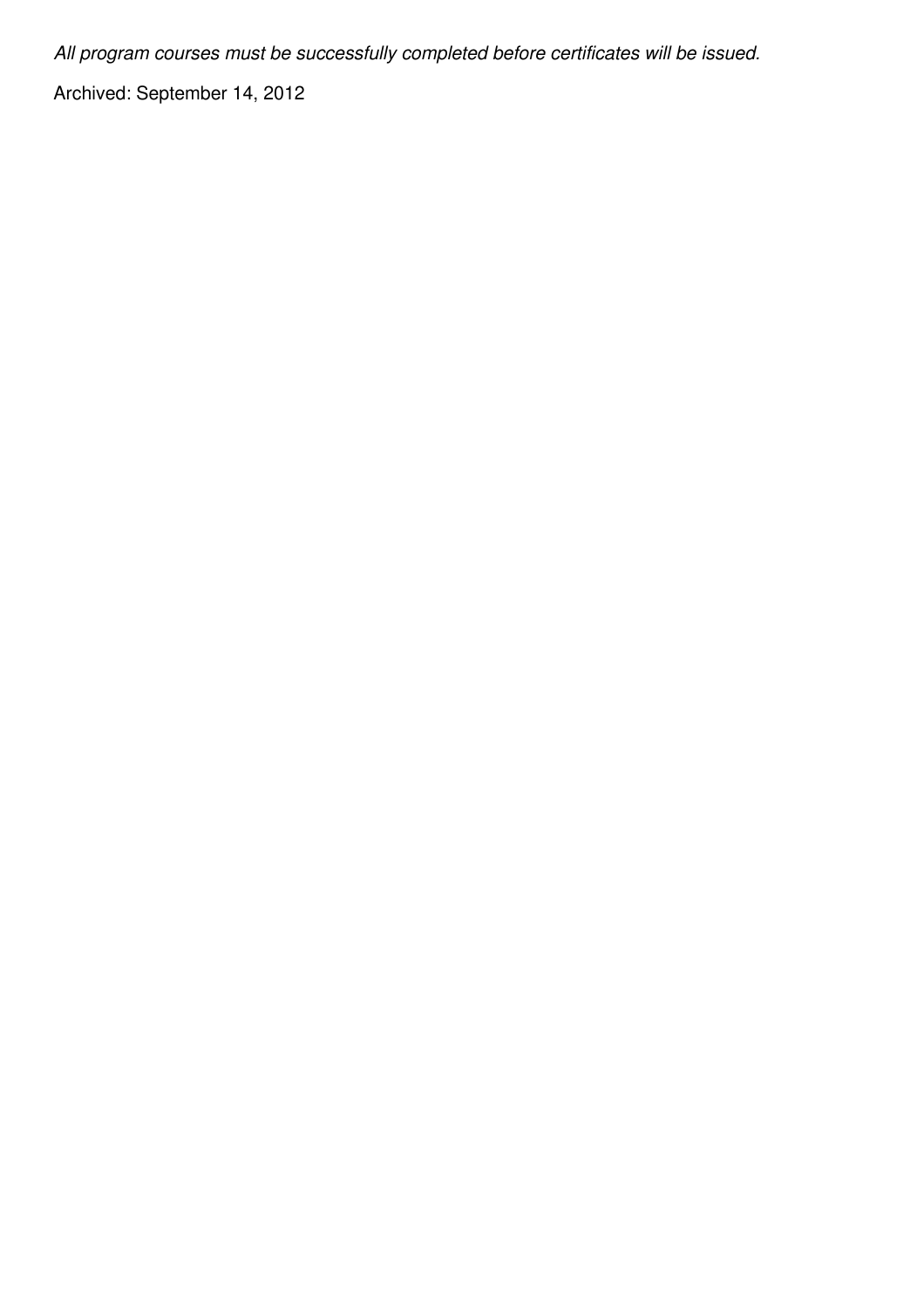*All program courses must be successfully completed before certificates will be issued.*

Archived: September 14, 2012